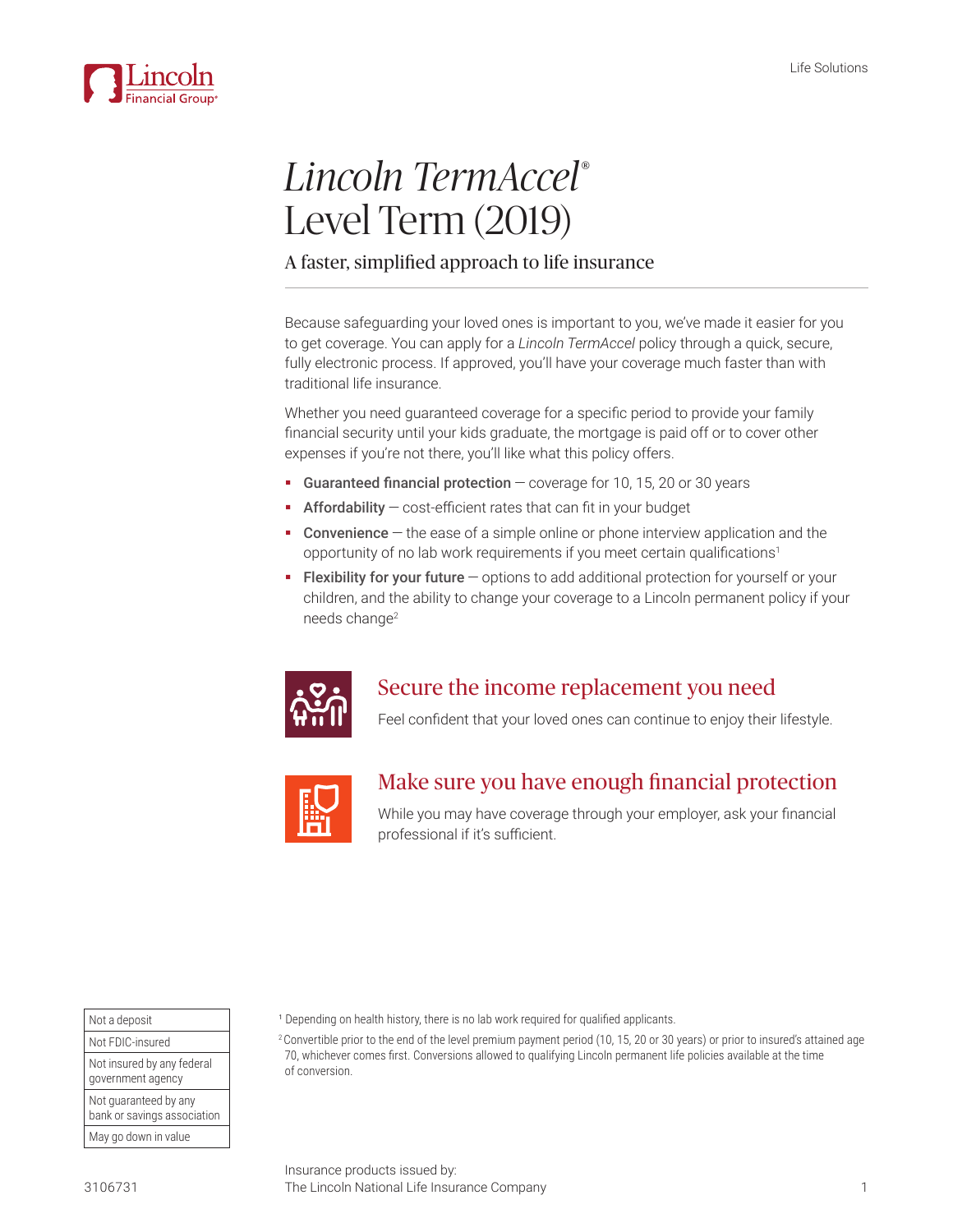# *Lincoln TermAccel®* Level Term (2019)

## A faster, simplified approach to life insurance

Because safeguarding your loved ones is important to you, we've made it easier for you to get coverage. You can apply for a *Lincoln TermAccel* policy through a quick, secure, fully electronic process. If approved, you'll have your coverage much faster than with traditional life insurance.

Whether you need guaranteed coverage for a specific period to provide your family financial security until your kids graduate, the mortgage is paid off or to cover other expenses if you're not there, you'll like what this policy offers.

- **Guaranteed financial protection** — coverage for 10, 15, 20 or 30 years
- **Affordability** — cost-efficient rates that can fit in your budget
- **Convenience** — the ease of a simple online or phone interview application and the opportunity of no lab work requirements if you meet certain qualifications[1]
- **Flexibility for your future** — options to add additional protection for yourself or your children, and the ability to change your coverage to a Lincoln permanent policy if your needs change[2]

### Secure the income replacement you need

Feel confident that your loved ones can continue to enjoy their lifestyle.

### Make sure you have enough financial protection

While you may have coverage through your employer, ask your financial professional if it's sufficient.

| Not a deposit |
|---|
| Not FDIC-insured |
| Not insured by any federal government agency |
| Not guaranteed by any bank or savings association |
| May go down in value |

[1] Depending on health history, there is no lab work required for qualified applicants.

[2] Convertible prior to the end of the level premium payment period (10, 15, 20 or 30 years) or prior to insured's attained age 70, whichever comes first. Conversions allowed to qualifying Lincoln permanent life policies available at the time of conversion.

3106731

Insurance products issued by:
The Lincoln National Life Insurance Company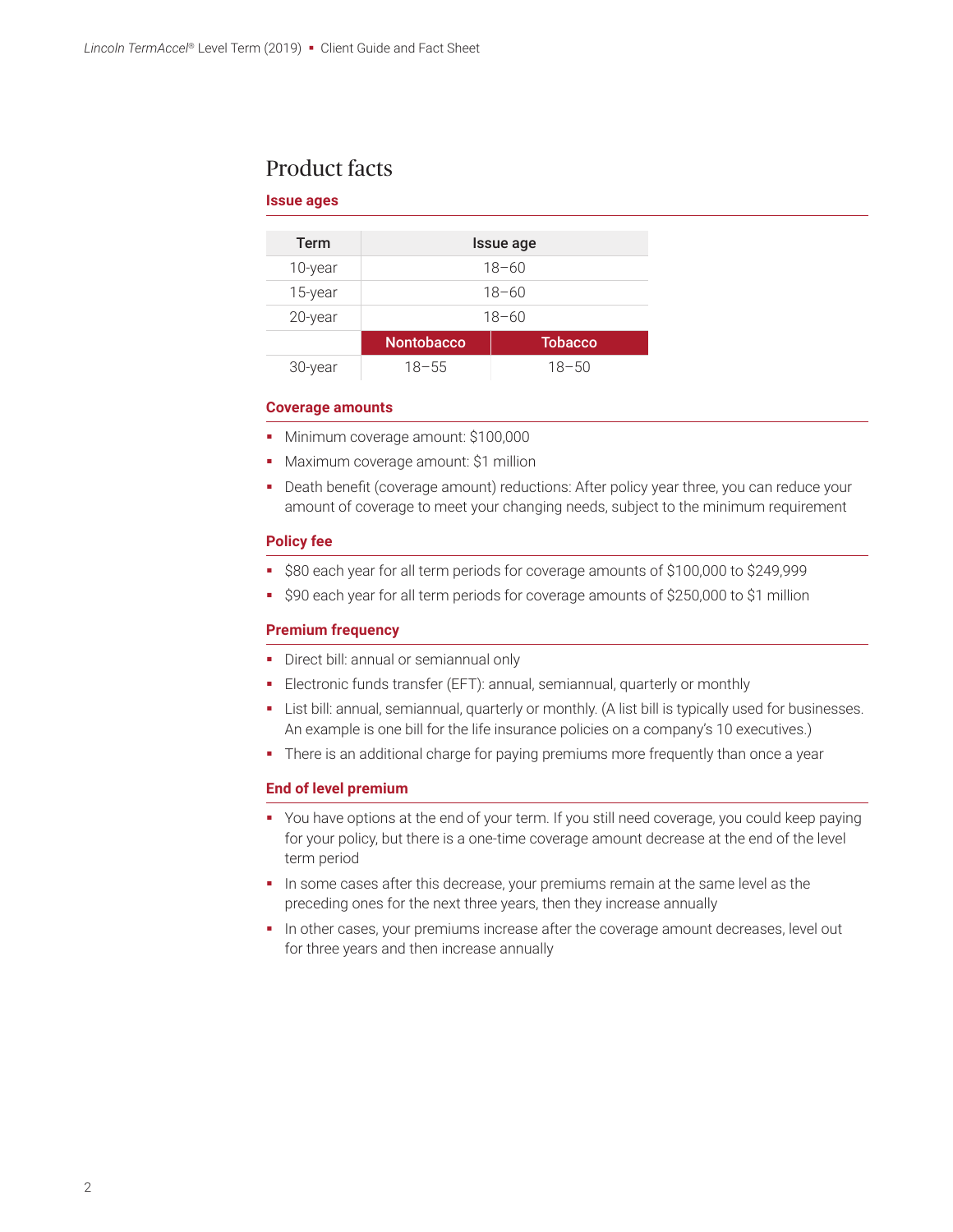# Product facts

### Issue ages

| Term | Issue age | |
|---|---|---|
| 10-year | 18–60 | |
| 15-year | 18–60 | |
| 20-year | 18–60 | |
| | **Nontobacco** | **Tobacco** |
| 30-year | 18–55 | 18–50 |

### Coverage amounts

- Minimum coverage amount: $100,000
- Maximum coverage amount: $1 million
- Death benefit (coverage amount) reductions: After policy year three, you can reduce your amount of coverage to meet your changing needs, subject to the minimum requirement

### Policy fee

- $80 each year for all term periods for coverage amounts of $100,000 to $249,999
- $90 each year for all term periods for coverage amounts of $250,000 to $1 million

### Premium frequency

- Direct bill: annual or semiannual only
- Electronic funds transfer (EFT): annual, semiannual, quarterly or monthly
- List bill: annual, semiannual, quarterly or monthly. (A list bill is typically used for businesses. An example is one bill for the life insurance policies on a company's 10 executives.)
- There is an additional charge for paying premiums more frequently than once a year

### End of level premium

- You have options at the end of your term. If you still need coverage, you could keep paying for your policy, but there is a one-time coverage amount decrease at the end of the level term period
- In some cases after this decrease, your premiums remain at the same level as the preceding ones for the next three years, then they increase annually
- In other cases, your premiums increase after the coverage amount decreases, level out for three years and then increase annually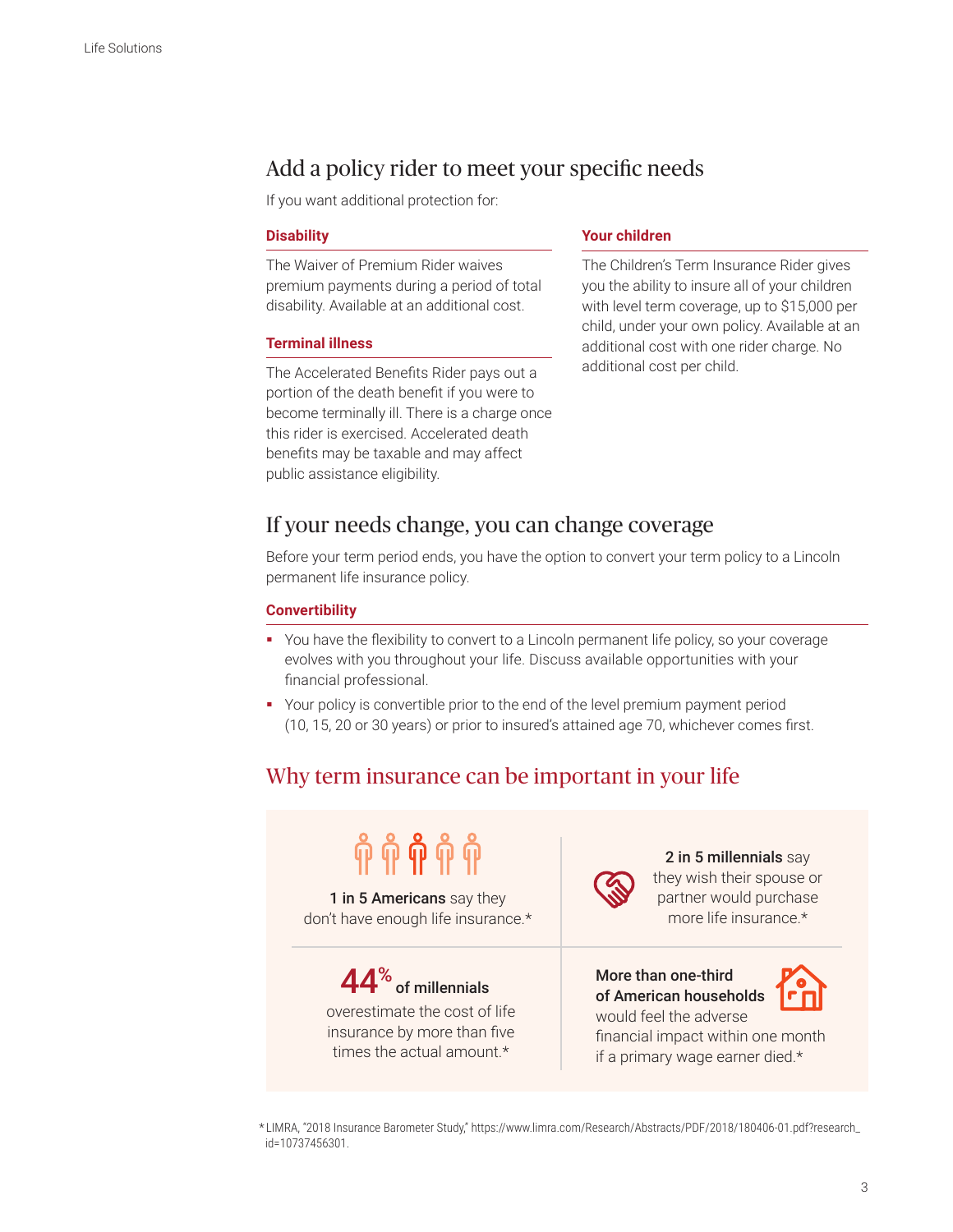## Add a policy rider to meet your specific needs

If you want additional protection for:

### Disability

The Waiver of Premium Rider waives premium payments during a period of total disability. Available at an additional cost.

### Terminal illness

The Accelerated Benefits Rider pays out a portion of the death benefit if you were to become terminally ill. There is a charge once this rider is exercised. Accelerated death benefits may be taxable and may affect public assistance eligibility.

### Your children

The Children's Term Insurance Rider gives you the ability to insure all of your children with level term coverage, up to $15,000 per child, under your own policy. Available at an additional cost with one rider charge. No additional cost per child.

## If your needs change, you can change coverage

Before your term period ends, you have the option to convert your term policy to a Lincoln permanent life insurance policy.

### Convertibility

- You have the flexibility to convert to a Lincoln permanent life policy, so your coverage evolves with you throughout your life. Discuss available opportunities with your financial professional.
- Your policy is convertible prior to the end of the level premium payment period (10, 15, 20 or 30 years) or prior to insured's attained age 70, whichever comes first.

## Why term insurance can be important in your life

**1 in 5 Americans** say they don't have enough life insurance.*

**2 in 5 millennials** say they wish their spouse or partner would purchase more life insurance.*

**44% of millennials** overestimate the cost of life insurance by more than five times the actual amount.*

**More than one-third of American households** would feel the adverse financial impact within one month if a primary wage earner died.*

*LIMRA, "2018 Insurance Barometer Study," https://www.limra.com/Research/Abstracts/PDF/2018/180406-01.pdf?research_id=10737456301.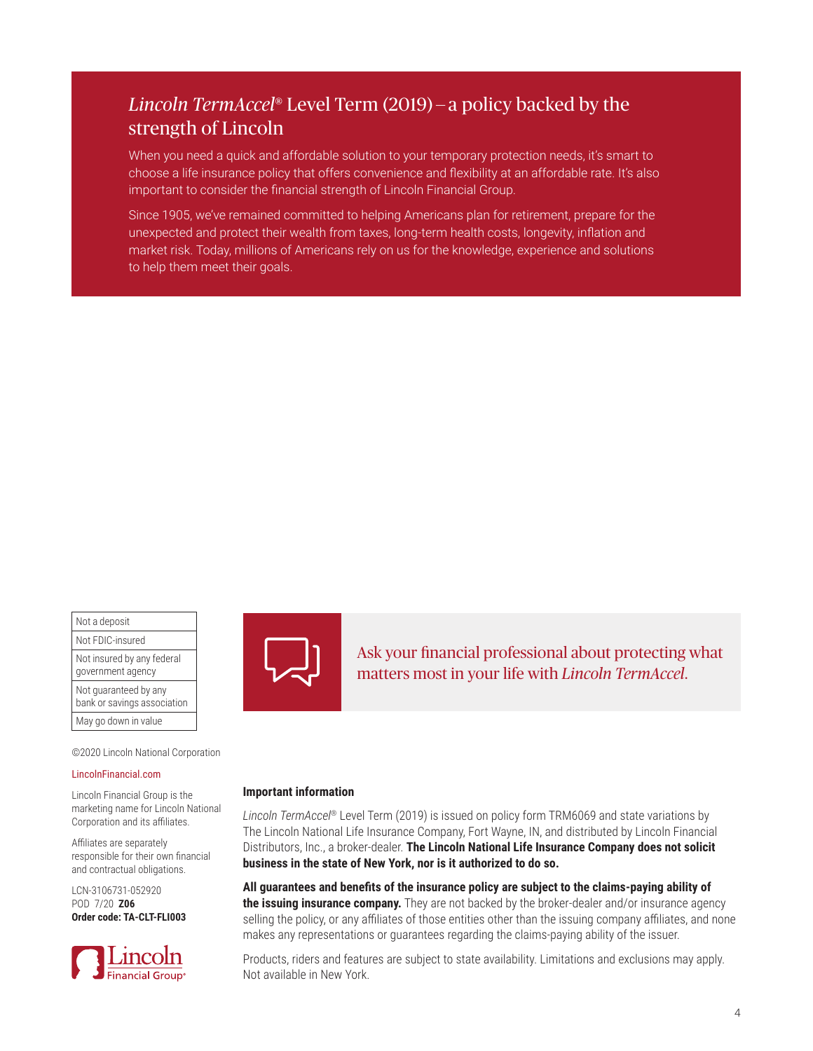## *Lincoln TermAccel*® Level Term (2019) – a policy backed by the strength of Lincoln

When you need a quick and affordable solution to your temporary protection needs, it's smart to choose a life insurance policy that offers convenience and flexibility at an affordable rate. It's also important to consider the financial strength of Lincoln Financial Group.

Since 1905, we've remained committed to helping Americans plan for retirement, prepare for the unexpected and protect their wealth from taxes, long-term health costs, longevity, inflation and market risk. Today, millions of Americans rely on us for the knowledge, experience and solutions to help them meet their goals.

| |
|---|
| Not a deposit |
| Not FDIC-insured |
| Not insured by any federal government agency |
| Not guaranteed by any bank or savings association |
| May go down in value |

Ask your financial professional about protecting what matters most in your life with *Lincoln TermAccel*.

©2020 Lincoln National Corporation

LincolnFinancial.com

Lincoln Financial Group is the marketing name for Lincoln National Corporation and its affiliates.

Affiliates are separately responsible for their own financial and contractual obligations.

LCN-3106731-052920
POD 7/20 **Z06**
**Order code: TA-CLT-FLI003**

Lincoln Financial Group®

**Important information**

*Lincoln TermAccel*® Level Term (2019) is issued on policy form TRM6069 and state variations by The Lincoln National Life Insurance Company, Fort Wayne, IN, and distributed by Lincoln Financial Distributors, Inc., a broker-dealer. **The Lincoln National Life Insurance Company does not solicit business in the state of New York, nor is it authorized to do so.**

**All guarantees and benefits of the insurance policy are subject to the claims-paying ability of the issuing insurance company.** They are not backed by the broker-dealer and/or insurance agency selling the policy, or any affiliates of those entities other than the issuing company affiliates, and none makes any representations or guarantees regarding the claims-paying ability of the issuer.

Products, riders and features are subject to state availability. Limitations and exclusions may apply. Not available in New York.